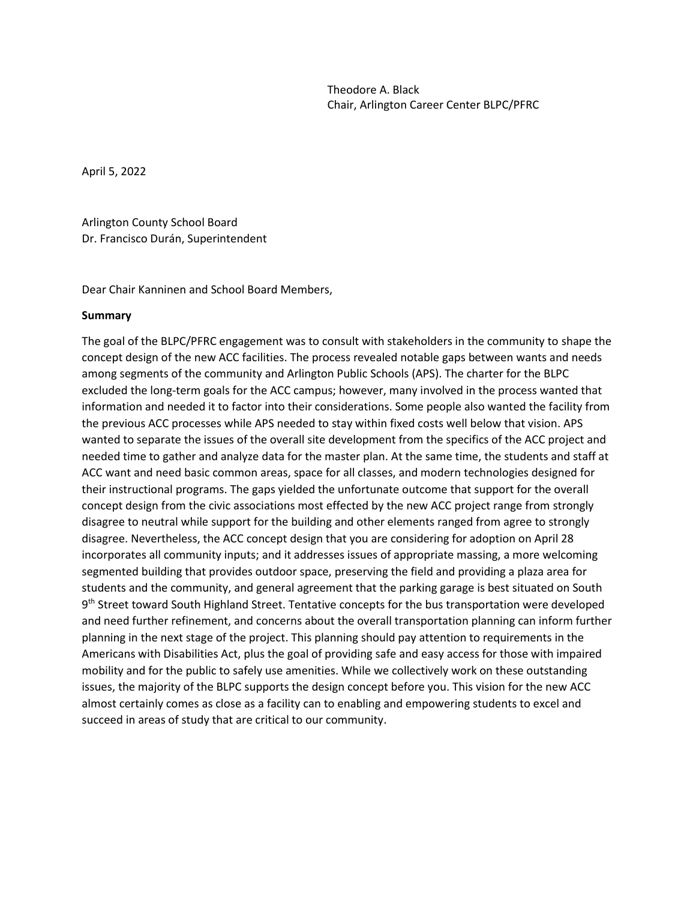Theodore A. Black
Chair, Arlington Career Center BLPC/PFRC

April 5, 2022

Arlington County School Board
Dr. Francisco Durán, Superintendent

Dear Chair Kanninen and School Board Members,

**Summary**

The goal of the BLPC/PFRC engagement was to consult with stakeholders in the community to shape the concept design of the new ACC facilities. The process revealed notable gaps between wants and needs among segments of the community and Arlington Public Schools (APS). The charter for the BLPC excluded the long-term goals for the ACC campus; however, many involved in the process wanted that information and needed it to factor into their considerations. Some people also wanted the facility from the previous ACC processes while APS needed to stay within fixed costs well below that vision. APS wanted to separate the issues of the overall site development from the specifics of the ACC project and needed time to gather and analyze data for the master plan. At the same time, the students and staff at ACC want and need basic common areas, space for all classes, and modern technologies designed for their instructional programs. The gaps yielded the unfortunate outcome that support for the overall concept design from the civic associations most effected by the new ACC project range from strongly disagree to neutral while support for the building and other elements ranged from agree to strongly disagree. Nevertheless, the ACC concept design that you are considering for adoption on April 28 incorporates all community inputs; and it addresses issues of appropriate massing, a more welcoming segmented building that provides outdoor space, preserving the field and providing a plaza area for students and the community, and general agreement that the parking garage is best situated on South 9th Street toward South Highland Street. Tentative concepts for the bus transportation were developed and need further refinement, and concerns about the overall transportation planning can inform further planning in the next stage of the project. This planning should pay attention to requirements in the Americans with Disabilities Act, plus the goal of providing safe and easy access for those with impaired mobility and for the public to safely use amenities. While we collectively work on these outstanding issues, the majority of the BLPC supports the design concept before you. This vision for the new ACC almost certainly comes as close as a facility can to enabling and empowering students to excel and succeed in areas of study that are critical to our community.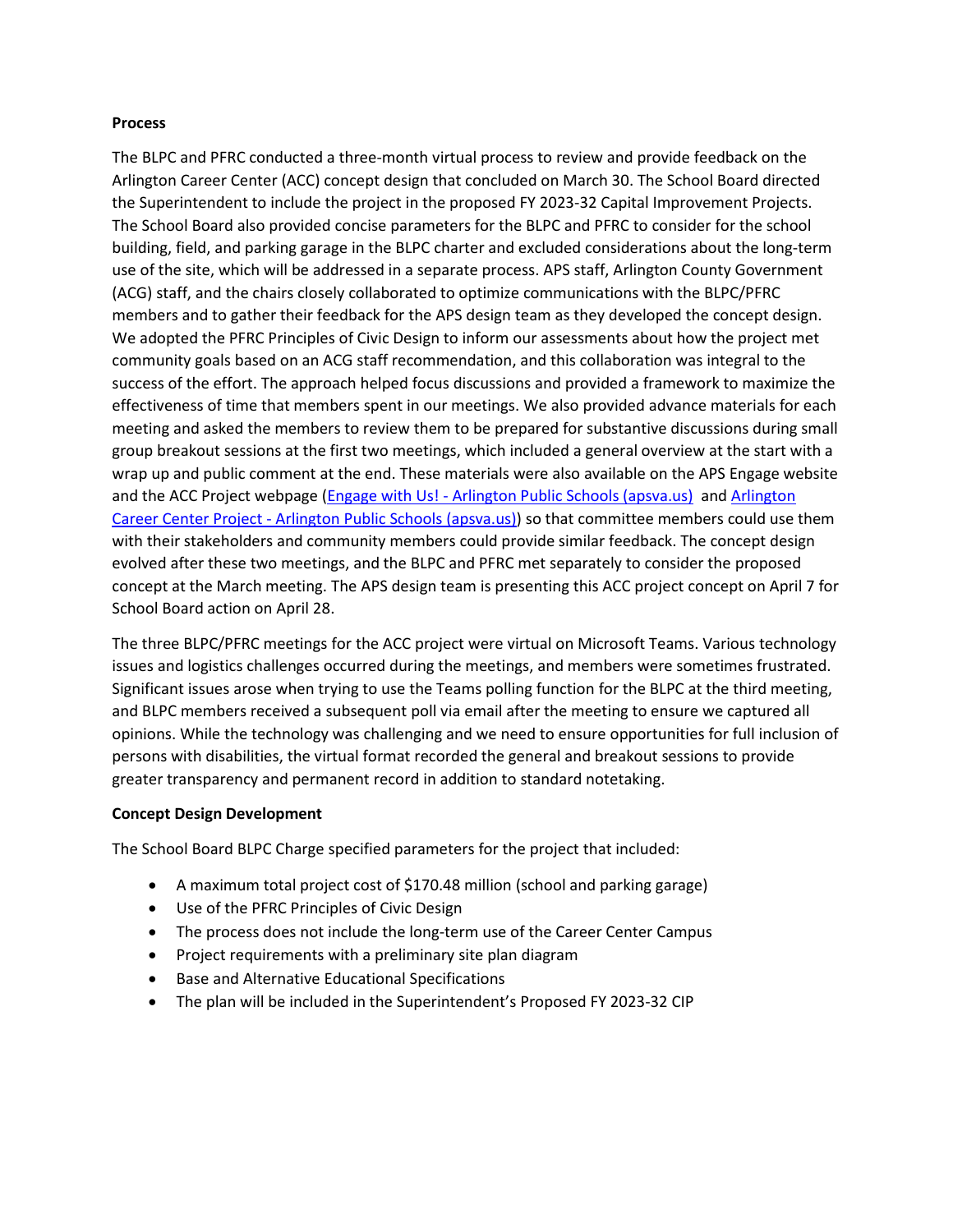**Process**

The BLPC and PFRC conducted a three-month virtual process to review and provide feedback on the Arlington Career Center (ACC) concept design that concluded on March 30. The School Board directed the Superintendent to include the project in the proposed FY 2023-32 Capital Improvement Projects. The School Board also provided concise parameters for the BLPC and PFRC to consider for the school building, field, and parking garage in the BLPC charter and excluded considerations about the long-term use of the site, which will be addressed in a separate process. APS staff, Arlington County Government (ACG) staff, and the chairs closely collaborated to optimize communications with the BLPC/PFRC members and to gather their feedback for the APS design team as they developed the concept design. We adopted the PFRC Principles of Civic Design to inform our assessments about how the project met community goals based on an ACG staff recommendation, and this collaboration was integral to the success of the effort. The approach helped focus discussions and provided a framework to maximize the effectiveness of time that members spent in our meetings. We also provided advance materials for each meeting and asked the members to review them to be prepared for substantive discussions during small group breakout sessions at the first two meetings, which included a general overview at the start with a wrap up and public comment at the end. These materials were also available on the APS Engage website and the ACC Project webpage ([Engage with Us! - Arlington Public Schools (apsva.us)](#) and [Arlington Career Center Project - Arlington Public Schools (apsva.us)](#)) so that committee members could use them with their stakeholders and community members could provide similar feedback. The concept design evolved after these two meetings, and the BLPC and PFRC met separately to consider the proposed concept at the March meeting. The APS design team is presenting this ACC project concept on April 7 for School Board action on April 28.

The three BLPC/PFRC meetings for the ACC project were virtual on Microsoft Teams. Various technology issues and logistics challenges occurred during the meetings, and members were sometimes frustrated. Significant issues arose when trying to use the Teams polling function for the BLPC at the third meeting, and BLPC members received a subsequent poll via email after the meeting to ensure we captured all opinions. While the technology was challenging and we need to ensure opportunities for full inclusion of persons with disabilities, the virtual format recorded the general and breakout sessions to provide greater transparency and permanent record in addition to standard notetaking.

**Concept Design Development**

The School Board BLPC Charge specified parameters for the project that included:

- A maximum total project cost of $170.48 million (school and parking garage)
- Use of the PFRC Principles of Civic Design
- The process does not include the long-term use of the Career Center Campus
- Project requirements with a preliminary site plan diagram
- Base and Alternative Educational Specifications
- The plan will be included in the Superintendent's Proposed FY 2023-32 CIP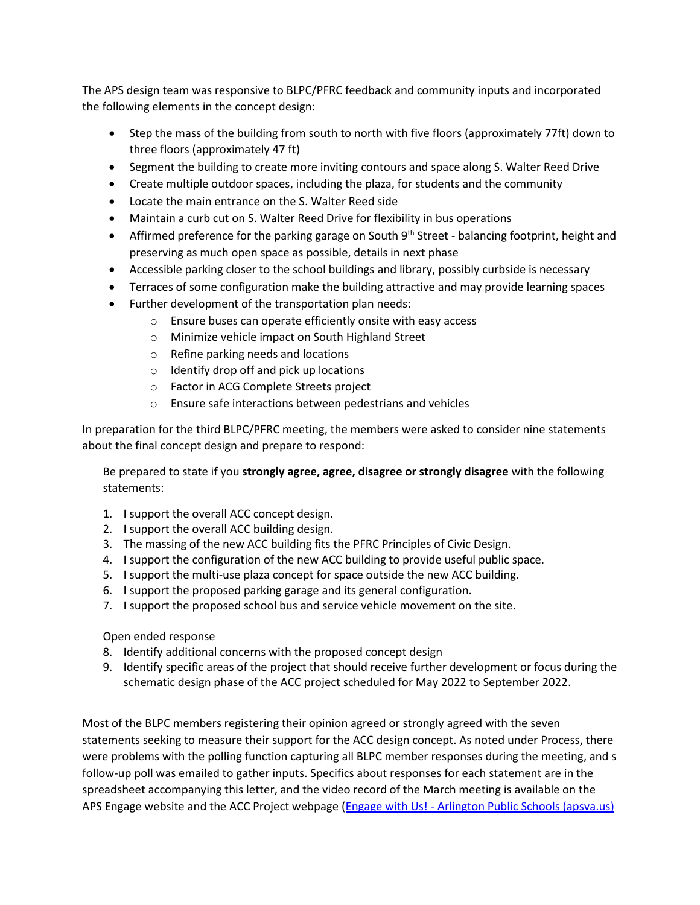The APS design team was responsive to BLPC/PFRC feedback and community inputs and incorporated the following elements in the concept design:

- Step the mass of the building from south to north with five floors (approximately 77ft) down to three floors (approximately 47 ft)
- Segment the building to create more inviting contours and space along S. Walter Reed Drive
- Create multiple outdoor spaces, including the plaza, for students and the community
- Locate the main entrance on the S. Walter Reed side
- Maintain a curb cut on S. Walter Reed Drive for flexibility in bus operations
- Affirmed preference for the parking garage on South 9th Street - balancing footprint, height and preserving as much open space as possible, details in next phase
- Accessible parking closer to the school buildings and library, possibly curbside is necessary
- Terraces of some configuration make the building attractive and may provide learning spaces
- Further development of the transportation plan needs:
  - Ensure buses can operate efficiently onsite with easy access
  - Minimize vehicle impact on South Highland Street
  - Refine parking needs and locations
  - Identify drop off and pick up locations
  - Factor in ACG Complete Streets project
  - Ensure safe interactions between pedestrians and vehicles

In preparation for the third BLPC/PFRC meeting, the members were asked to consider nine statements about the final concept design and prepare to respond:

> Be prepared to state if you **strongly agree, agree, disagree or strongly disagree** with the following statements:
>
> 1. I support the overall ACC concept design.
> 2. I support the overall ACC building design.
> 3. The massing of the new ACC building fits the PFRC Principles of Civic Design.
> 4. I support the configuration of the new ACC building to provide useful public space.
> 5. I support the multi-use plaza concept for space outside the new ACC building.
> 6. I support the proposed parking garage and its general configuration.
> 7. I support the proposed school bus and service vehicle movement on the site.
>
> Open ended response
>
> 8. Identify additional concerns with the proposed concept design
> 9. Identify specific areas of the project that should receive further development or focus during the schematic design phase of the ACC project scheduled for May 2022 to September 2022.

Most of the BLPC members registering their opinion agreed or strongly agreed with the seven statements seeking to measure their support for the ACC design concept. As noted under Process, there were problems with the polling function capturing all BLPC member responses during the meeting, and s follow-up poll was emailed to gather inputs. Specifics about responses for each statement are in the spreadsheet accompanying this letter, and the video record of the March meeting is available on the APS Engage website and the ACC Project webpage ([Engage with Us! - Arlington Public Schools (apsva.us)](https://www.apsva.us))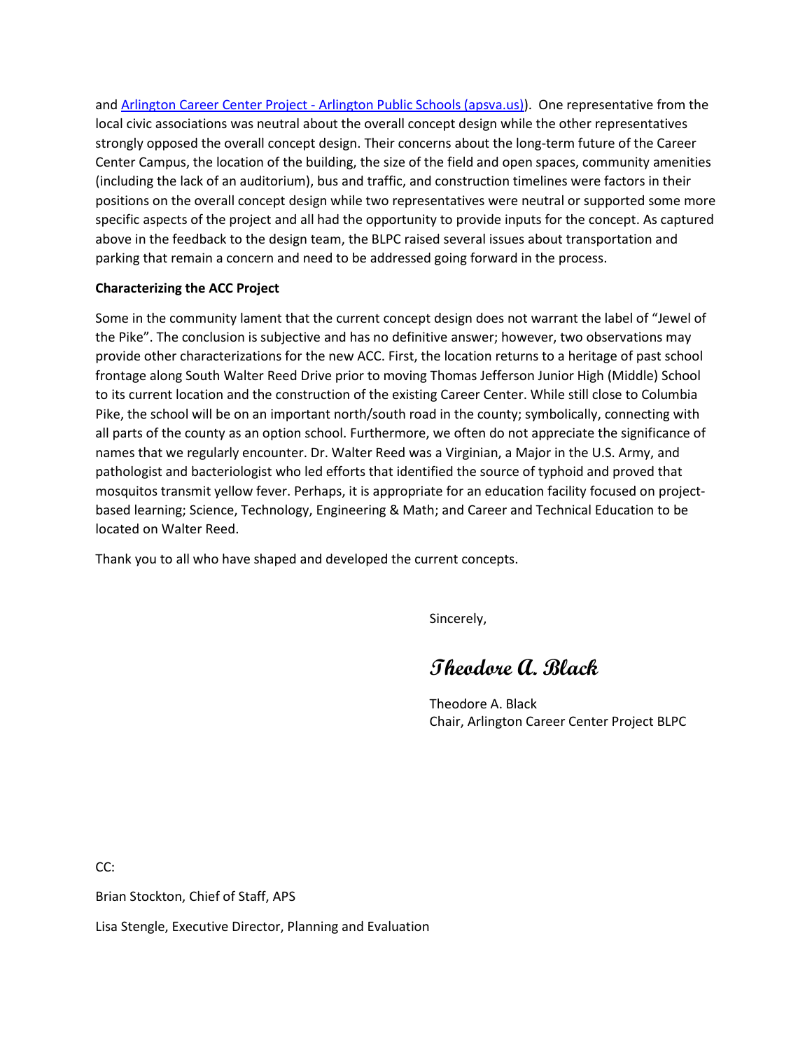and [Arlington Career Center Project - Arlington Public Schools (apsva.us)]). One representative from the local civic associations was neutral about the overall concept design while the other representatives strongly opposed the overall concept design. Their concerns about the long-term future of the Career Center Campus, the location of the building, the size of the field and open spaces, community amenities (including the lack of an auditorium), bus and traffic, and construction timelines were factors in their positions on the overall concept design while two representatives were neutral or supported some more specific aspects of the project and all had the opportunity to provide inputs for the concept. As captured above in the feedback to the design team, the BLPC raised several issues about transportation and parking that remain a concern and need to be addressed going forward in the process.

**Characterizing the ACC Project**

Some in the community lament that the current concept design does not warrant the label of "Jewel of the Pike". The conclusion is subjective and has no definitive answer; however, two observations may provide other characterizations for the new ACC. First, the location returns to a heritage of past school frontage along South Walter Reed Drive prior to moving Thomas Jefferson Junior High (Middle) School to its current location and the construction of the existing Career Center. While still close to Columbia Pike, the school will be on an important north/south road in the county; symbolically, connecting with all parts of the county as an option school. Furthermore, we often do not appreciate the significance of names that we regularly encounter. Dr. Walter Reed was a Virginian, a Major in the U.S. Army, and pathologist and bacteriologist who led efforts that identified the source of typhoid and proved that mosquitos transmit yellow fever. Perhaps, it is appropriate for an education facility focused on project-based learning; Science, Technology, Engineering & Math; and Career and Technical Education to be located on Walter Reed.

Thank you to all who have shaped and developed the current concepts.

Sincerely,

*Theodore A. Black*

Theodore A. Black
Chair, Arlington Career Center Project BLPC

CC:

Brian Stockton, Chief of Staff, APS

Lisa Stengle, Executive Director, Planning and Evaluation